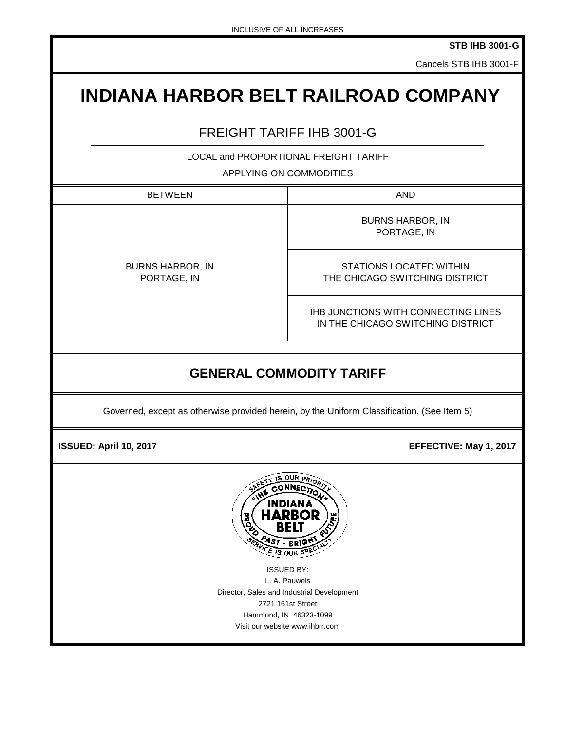INCLUSIVE OF ALL INCREASES

**STB IHB 3001-G**

Cancels STB IHB 3001-F

# INDIANA HARBOR BELT RAILROAD COMPANY

## FREIGHT TARIFF IHB 3001-G

LOCAL and PROPORTIONAL FREIGHT TARIFF

APPLYING ON COMMODITIES

| BETWEEN | AND |
|---|---|
| BURNS HARBOR, IN<br>PORTAGE, IN | BURNS HARBOR, IN<br>PORTAGE, IN |
| | STATIONS LOCATED WITHIN THE CHICAGO SWITCHING DISTRICT |
| | IHB JUNCTIONS WITH CONNECTING LINES IN THE CHICAGO SWITCHING DISTRICT |

## GENERAL COMMODITY TARIFF

Governed, except as otherwise provided herein, by the Uniform Classification. (See Item 5)

**ISSUED: April 10, 2017** **EFFECTIVE: May 1, 2017**

SAFETY IS OUR PRIORITY
"IHB CONNECTION"
INDIANA HARBOR BELT
PROUD PAST · BRIGHT FUTURE
SERVICE IS OUR SPECIALTY

ISSUED BY:
L. A. Pauwels
Director, Sales and Industrial Development
2721 161st Street
Hammond, IN 46323-1099
Visit our website www.ihbrr.com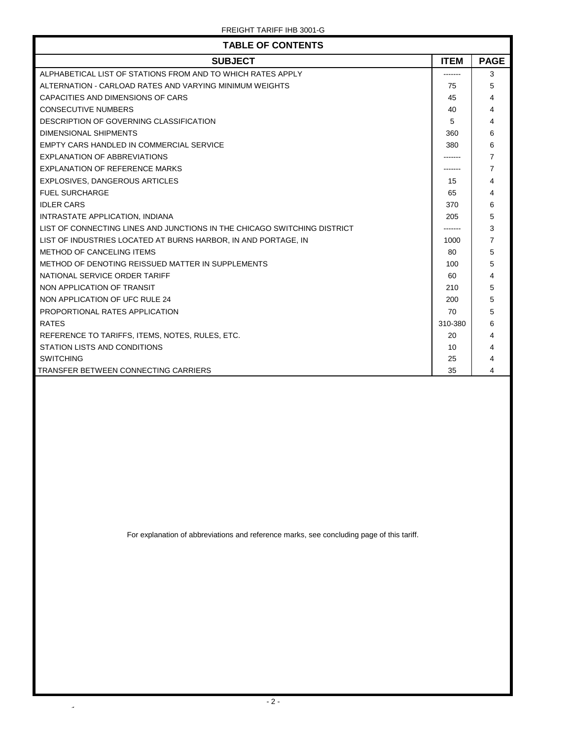## TABLE OF CONTENTS

| SUBJECT | ITEM | PAGE |
|---|---|---|
| ALPHABETICAL LIST OF STATIONS FROM AND TO WHICH RATES APPLY | ------- | 3 |
| ALTERNATION - CARLOAD RATES AND VARYING MINIMUM WEIGHTS | 75 | 5 |
| CAPACITIES AND DIMENSIONS OF CARS | 45 | 4 |
| CONSECUTIVE NUMBERS | 40 | 4 |
| DESCRIPTION OF GOVERNING CLASSIFICATION | 5 | 4 |
| DIMENSIONAL SHIPMENTS | 360 | 6 |
| EMPTY CARS HANDLED IN COMMERCIAL SERVICE | 380 | 6 |
| EXPLANATION OF ABBREVIATIONS | ------- | 7 |
| EXPLANATION OF REFERENCE MARKS | ------- | 7 |
| EXPLOSIVES, DANGEROUS ARTICLES | 15 | 4 |
| FUEL SURCHARGE | 65 | 4 |
| IDLER CARS | 370 | 6 |
| INTRASTATE APPLICATION, INDIANA | 205 | 5 |
| LIST OF CONNECTING LINES AND JUNCTIONS IN THE CHICAGO SWITCHING DISTRICT | ------- | 3 |
| LIST OF INDUSTRIES LOCATED AT BURNS HARBOR, IN AND PORTAGE, IN | 1000 | 7 |
| METHOD OF CANCELING ITEMS | 80 | 5 |
| METHOD OF DENOTING REISSUED MATTER IN SUPPLEMENTS | 100 | 5 |
| NATIONAL SERVICE ORDER TARIFF | 60 | 4 |
| NON APPLICATION OF TRANSIT | 210 | 5 |
| NON APPLICATION OF UFC RULE 24 | 200 | 5 |
| PROPORTIONAL RATES APPLICATION | 70 | 5 |
| RATES | 310-380 | 6 |
| REFERENCE TO TARIFFS, ITEMS, NOTES, RULES, ETC. | 20 | 4 |
| STATION LISTS AND CONDITIONS | 10 | 4 |
| SWITCHING | 25 | 4 |
| TRANSFER BETWEEN CONNECTING CARRIERS | 35 | 4 |

For explanation of abbreviations and reference marks, see concluding page of this tariff.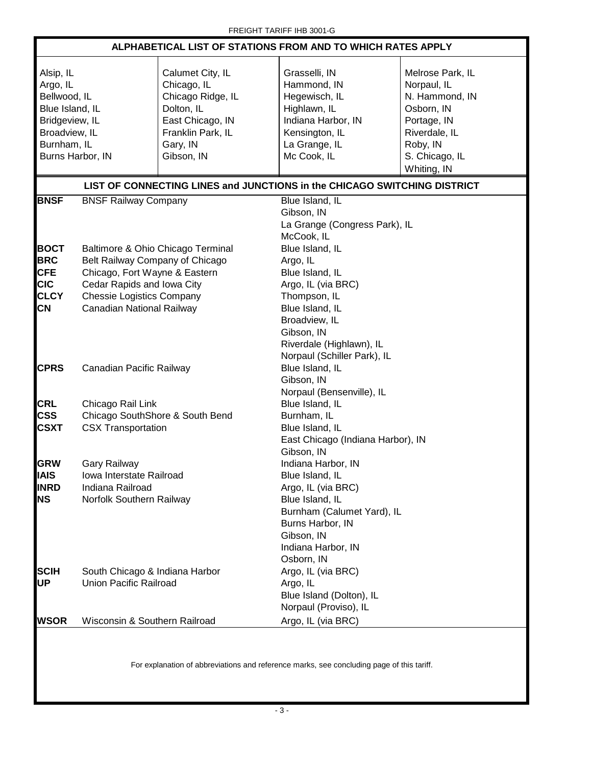## ALPHABETICAL LIST OF STATIONS FROM AND TO WHICH RATES APPLY

| | | | |
|---|---|---|---|
| Alsip, IL | Calumet City, IL | Grasselli, IN | Melrose Park, IL |
| Argo, IL | Chicago, IL | Hammond, IN | Norpaul, IL |
| Bellwood, IL | Chicago Ridge, IL | Hegewisch, IL | N. Hammond, IN |
| Blue Island, IL | Dolton, IL | Highlawn, IL | Osborn, IN |
| Bridgeview, IL | East Chicago, IN | Indiana Harbor, IN | Portage, IN |
| Broadview, IL | Franklin Park, IL | Kensington, IL | Riverdale, IL |
| Burnham, IL | Gary, IN | La Grange, IL | Roby, IN |
| Burns Harbor, IN | Gibson, IN | Mc Cook, IL | S. Chicago, IL |
| | | | Whiting, IN |

## LIST OF CONNECTING LINES and JUNCTIONS in the CHICAGO SWITCHING DISTRICT

| | | |
|---|---|---|
| **BNSF** | BNSF Railway Company | Blue Island, IL |
| | | Gibson, IN |
| | | La Grange (Congress Park), IL |
| | | McCook, IL |
| **BOCT** | Baltimore & Ohio Chicago Terminal | Blue Island, IL |
| **BRC** | Belt Railway Company of Chicago | Argo, IL |
| **CFE** | Chicago, Fort Wayne & Eastern | Blue Island, IL |
| **CIC** | Cedar Rapids and Iowa City | Argo, IL (via BRC) |
| **CLCY** | Chessie Logistics Company | Thompson, IL |
| **CN** | Canadian National Railway | Blue Island, IL |
| | | Broadview, IL |
| | | Gibson, IN |
| | | Riverdale (Highlawn), IL |
| | | Norpaul (Schiller Park), IL |
| **CPRS** | Canadian Pacific Railway | Blue Island, IL |
| | | Gibson, IN |
| | | Norpaul (Bensenville), IL |
| **CRL** | Chicago Rail Link | Blue Island, IL |
| **CSS** | Chicago SouthShore & South Bend | Burnham, IL |
| **CSXT** | CSX Transportation | Blue Island, IL |
| | | East Chicago (Indiana Harbor), IN |
| | | Gibson, IN |
| **GRW** | Gary Railway | Indiana Harbor, IN |
| **IAIS** | Iowa Interstate Railroad | Blue Island, IL |
| **INRD** | Indiana Railroad | Argo, IL (via BRC) |
| **NS** | Norfolk Southern Railway | Blue Island, IL |
| | | Burnham (Calumet Yard), IL |
| | | Burns Harbor, IN |
| | | Gibson, IN |
| | | Indiana Harbor, IN |
| | | Osborn, IN |
| **SCIH** | South Chicago & Indiana Harbor | Argo, IL (via BRC) |
| **UP** | Union Pacific Railroad | Argo, IL |
| | | Blue Island (Dolton), IL |
| | | Norpaul (Proviso), IL |
| **WSOR** | Wisconsin & Southern Railroad | Argo, IL (via BRC) |

For explanation of abbreviations and reference marks, see concluding page of this tariff.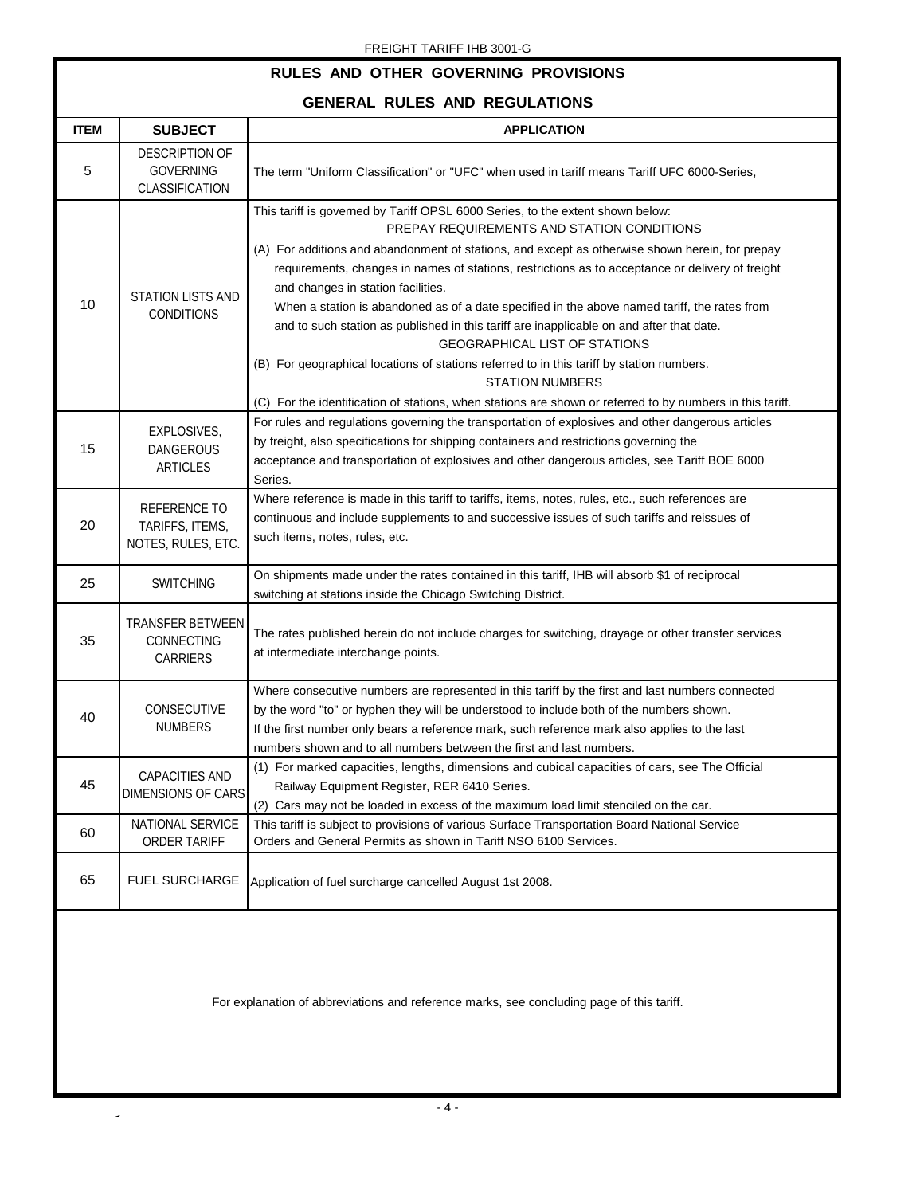## RULES AND OTHER GOVERNING PROVISIONS

### GENERAL RULES AND REGULATIONS

| ITEM | SUBJECT | APPLICATION |
|---|---|---|
| 5 | DESCRIPTION OF GOVERNING CLASSIFICATION | The term "Uniform Classification" or "UFC" when used in tariff means Tariff UFC 6000-Series, |
| 10 | STATION LISTS AND CONDITIONS | This tariff is governed by Tariff OPSL 6000 Series, to the extent shown below:<br>PREPAY REQUIREMENTS AND STATION CONDITIONS<br>(A) For additions and abandonment of stations, and except as otherwise shown herein, for prepay requirements, changes in names of stations, restrictions as to acceptance or delivery of freight and changes in station facilities.<br>When a station is abandoned as of a date specified in the above named tariff, the rates from and to such station as published in this tariff are inapplicable on and after that date.<br>GEOGRAPHICAL LIST OF STATIONS<br>(B) For geographical locations of stations referred to in this tariff by station numbers.<br>STATION NUMBERS<br>(C) For the identification of stations, when stations are shown or referred to by numbers in this tariff. |
| 15 | EXPLOSIVES, DANGEROUS ARTICLES | For rules and regulations governing the transportation of explosives and other dangerous articles by freight, also specifications for shipping containers and restrictions governing the acceptance and transportation of explosives and other dangerous articles, see Tariff BOE 6000 Series. |
| 20 | REFERENCE TO TARIFFS, ITEMS, NOTES, RULES, ETC. | Where reference is made in this tariff to tariffs, items, notes, rules, etc., such references are continuous and include supplements to and successive issues of such tariffs and reissues of such items, notes, rules, etc. |
| 25 | SWITCHING | On shipments made under the rates contained in this tariff, IHB will absorb $1 of reciprocal switching at stations inside the Chicago Switching District. |
| 35 | TRANSFER BETWEEN CONNECTING CARRIERS | The rates published herein do not include charges for switching, drayage or other transfer services at intermediate interchange points. |
| 40 | CONSECUTIVE NUMBERS | Where consecutive numbers are represented in this tariff by the first and last numbers connected by the word "to" or hyphen they will be understood to include both of the numbers shown.<br>If the first number only bears a reference mark, such reference mark also applies to the last numbers shown and to all numbers between the first and last numbers. |
| 45 | CAPACITIES AND DIMENSIONS OF CARS | (1) For marked capacities, lengths, dimensions and cubical capacities of cars, see The Official Railway Equipment Register, RER 6410 Series.<br>(2) Cars may not be loaded in excess of the maximum load limit stenciled on the car. |
| 60 | NATIONAL SERVICE ORDER TARIFF | This tariff is subject to provisions of various Surface Transportation Board National Service Orders and General Permits as shown in Tariff NSO 6100 Services. |
| 65 | FUEL SURCHARGE | Application of fuel surcharge cancelled August 1st 2008. |

For explanation of abbreviations and reference marks, see concluding page of this tariff.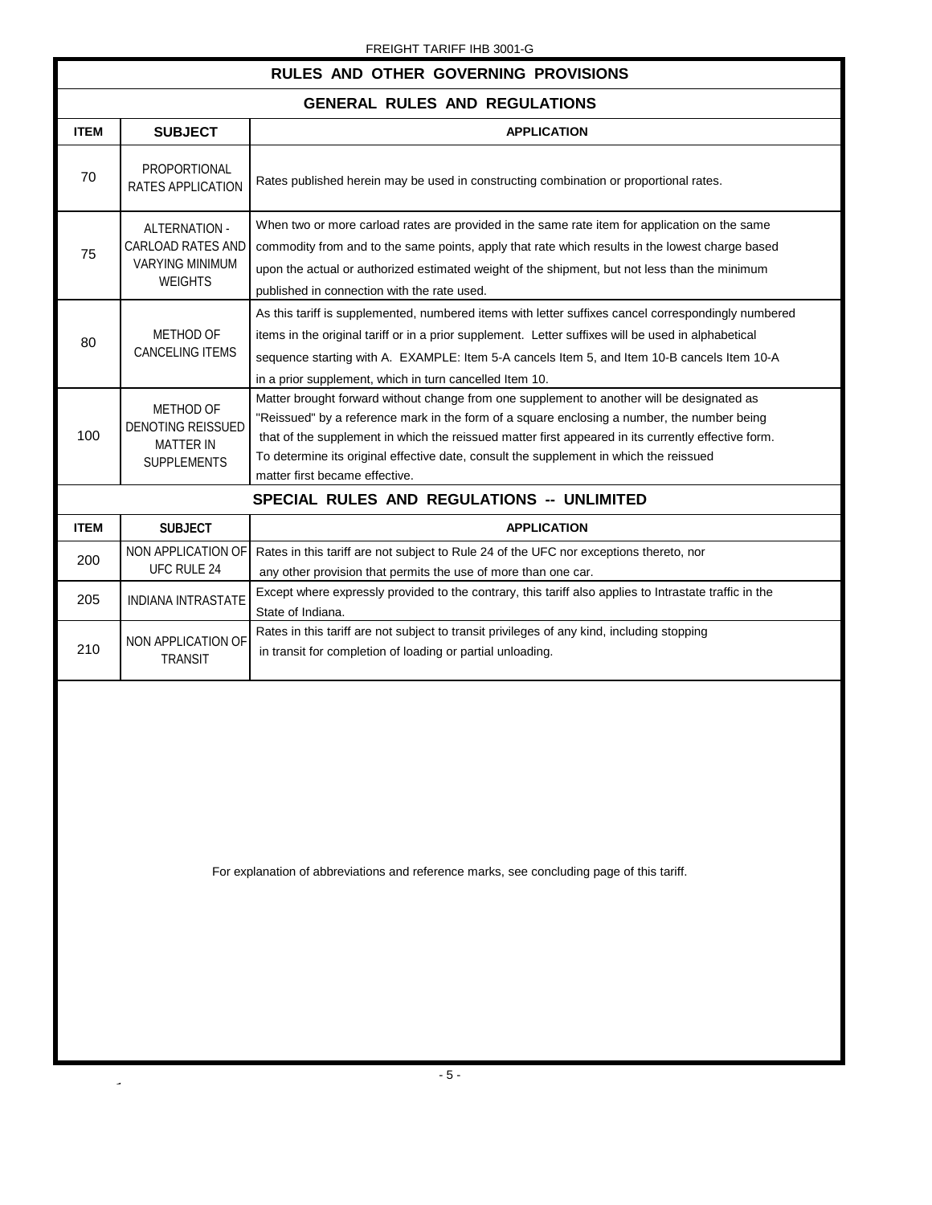# RULES AND OTHER GOVERNING PROVISIONS

## GENERAL RULES AND REGULATIONS

| ITEM | SUBJECT | APPLICATION |
|---|---|---|
| 70 | PROPORTIONAL RATES APPLICATION | Rates published herein may be used in constructing combination or proportional rates. |
| 75 | ALTERNATION - CARLOAD RATES AND VARYING MINIMUM WEIGHTS | When two or more carload rates are provided in the same rate item for application on the same commodity from and to the same points, apply that rate which results in the lowest charge based upon the actual or authorized estimated weight of the shipment, but not less than the minimum published in connection with the rate used. |
| 80 | METHOD OF CANCELING ITEMS | As this tariff is supplemented, numbered items with letter suffixes cancel correspondingly numbered items in the original tariff or in a prior supplement. Letter suffixes will be used in alphabetical sequence starting with A. EXAMPLE: Item 5-A cancels Item 5, and Item 10-B cancels Item 10-A in a prior supplement, which in turn cancelled Item 10. |
| 100 | METHOD OF DENOTING REISSUED MATTER IN SUPPLEMENTS | Matter brought forward without change from one supplement to another will be designated as "Reissued" by a reference mark in the form of a square enclosing a number, the number being that of the supplement in which the reissued matter first appeared in its currently effective form. To determine its original effective date, consult the supplement in which the reissued matter first became effective. |

## SPECIAL RULES AND REGULATIONS -- UNLIMITED

| ITEM | SUBJECT | APPLICATION |
|---|---|---|
| 200 | NON APPLICATION OF UFC RULE 24 | Rates in this tariff are not subject to Rule 24 of the UFC nor exceptions thereto, nor any other provision that permits the use of more than one car. |
| 205 | INDIANA INTRASTATE | Except where expressly provided to the contrary, this tariff also applies to Intrastate traffic in the State of Indiana. |
| 210 | NON APPLICATION OF TRANSIT | Rates in this tariff are not subject to transit privileges of any kind, including stopping in transit for completion of loading or partial unloading. |

For explanation of abbreviations and reference marks, see concluding page of this tariff.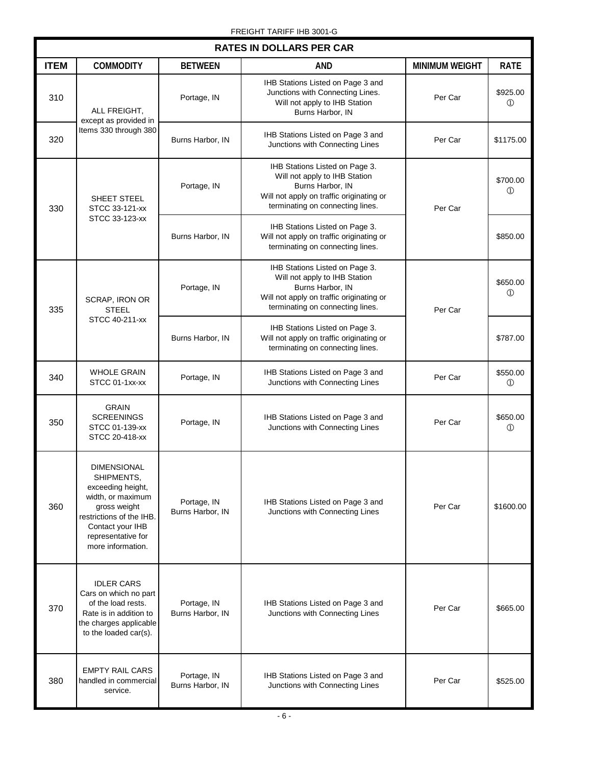FREIGHT TARIFF IHB 3001-G

| RATES IN DOLLARS PER CAR | | | | | |
|---|---|---|---|---|---|
| ITEM | COMMODITY | BETWEEN | AND | MINIMUM WEIGHT | RATE |
| 310 | ALL FREIGHT, except as provided in Items 330 through 380 | Portage, IN | IHB Stations Listed on Page 3 and Junctions with Connecting Lines. Will not apply to IHB Station Burns Harbor, IN | Per Car | $925.00 ① |
| 320 | ALL FREIGHT, except as provided in Items 330 through 380 | Burns Harbor, IN | IHB Stations Listed on Page 3 and Junctions with Connecting Lines | Per Car | $1175.00 |
| 330 | SHEET STEEL STCC 33-121-xx STCC 33-123-xx | Portage, IN | IHB Stations Listed on Page 3. Will not apply to IHB Station Burns Harbor, IN Will not apply on traffic originating or terminating on connecting lines. | Per Car | $700.00 ① |
| 330 | SHEET STEEL STCC 33-121-xx STCC 33-123-xx | Burns Harbor, IN | IHB Stations Listed on Page 3. Will not apply on traffic originating or terminating on connecting lines. | Per Car | $850.00 |
| 335 | SCRAP, IRON OR STEEL STCC 40-211-xx | Portage, IN | IHB Stations Listed on Page 3. Will not apply to IHB Station Burns Harbor, IN Will not apply on traffic originating or terminating on connecting lines. | Per Car | $650.00 ① |
| 335 | SCRAP, IRON OR STEEL STCC 40-211-xx | Burns Harbor, IN | IHB Stations Listed on Page 3. Will not apply on traffic originating or terminating on connecting lines. | Per Car | $787.00 |
| 340 | WHOLE GRAIN STCC 01-1xx-xx | Portage, IN | IHB Stations Listed on Page 3 and Junctions with Connecting Lines | Per Car | $550.00 ① |
| 350 | GRAIN SCREENINGS STCC 01-139-xx STCC 20-418-xx | Portage, IN | IHB Stations Listed on Page 3 and Junctions with Connecting Lines | Per Car | $650.00 ① |
| 360 | DIMENSIONAL SHIPMENTS, exceeding height, width, or maximum gross weight restrictions of the IHB. Contact your IHB representative for more information. | Portage, IN Burns Harbor, IN | IHB Stations Listed on Page 3 and Junctions with Connecting Lines | Per Car | $1600.00 |
| 370 | IDLER CARS Cars on which no part of the load rests. Rate is in addition to the charges applicable to the loaded car(s). | Portage, IN Burns Harbor, IN | IHB Stations Listed on Page 3 and Junctions with Connecting Lines | Per Car | $665.00 |
| 380 | EMPTY RAIL CARS handled in commercial service. | Portage, IN Burns Harbor, IN | IHB Stations Listed on Page 3 and Junctions with Connecting Lines | Per Car | $525.00 |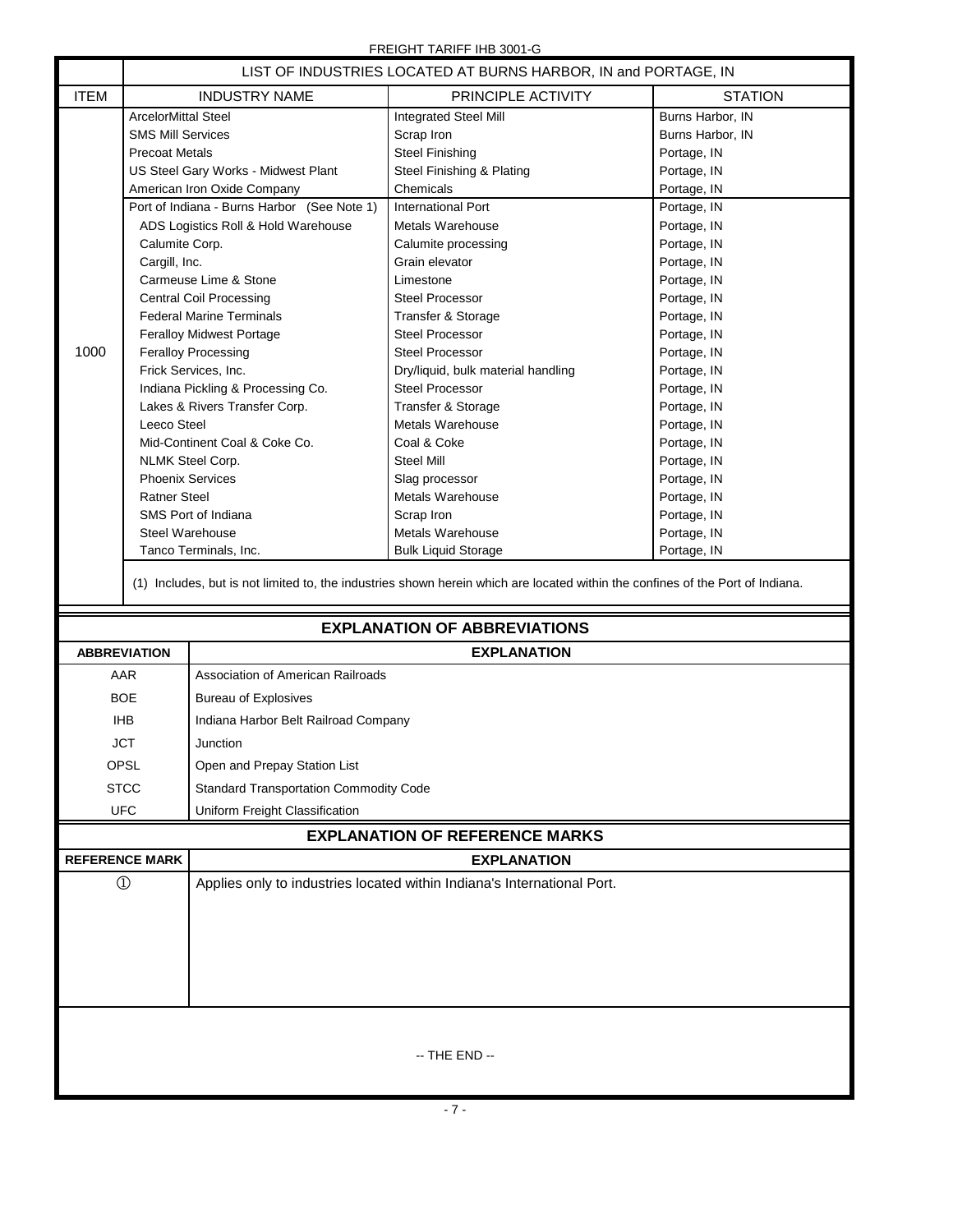| ITEM | LIST OF INDUSTRIES LOCATED AT BURNS HARBOR, IN and PORTAGE, IN | | |
|---|---|---|---|
| | INDUSTRY NAME | PRINCIPLE ACTIVITY | STATION |
| 1000 | ArcelorMittal Steel | Integrated Steel Mill | Burns Harbor, IN |
| | SMS Mill Services | Scrap Iron | Burns Harbor, IN |
| | Precoat Metals | Steel Finishing | Portage, IN |
| | US Steel Gary Works - Midwest Plant | Steel Finishing & Plating | Portage, IN |
| | American Iron Oxide Company | Chemicals | Portage, IN |
| | Port of Indiana - Burns Harbor (See Note 1) | International Port | Portage, IN |
| | ADS Logistics Roll & Hold Warehouse | Metals Warehouse | Portage, IN |
| | Calumite Corp. | Calumite processing | Portage, IN |
| | Cargill, Inc. | Grain elevator | Portage, IN |
| | Carmeuse Lime & Stone | Limestone | Portage, IN |
| | Central Coil Processing | Steel Processor | Portage, IN |
| | Federal Marine Terminals | Transfer & Storage | Portage, IN |
| | Feralloy Midwest Portage | Steel Processor | Portage, IN |
| | Feralloy Processing | Steel Processor | Portage, IN |
| | Frick Services, Inc. | Dry/liquid, bulk material handling | Portage, IN |
| | Indiana Pickling & Processing Co. | Steel Processor | Portage, IN |
| | Lakes & Rivers Transfer Corp. | Transfer & Storage | Portage, IN |
| | Leeco Steel | Metals Warehouse | Portage, IN |
| | Mid-Continent Coal & Coke Co. | Coal & Coke | Portage, IN |
| | NLMK Steel Corp. | Steel Mill | Portage, IN |
| | Phoenix Services | Slag processor | Portage, IN |
| | Ratner Steel | Metals Warehouse | Portage, IN |
| | SMS Port of Indiana | Scrap Iron | Portage, IN |
| | Steel Warehouse | Metals Warehouse | Portage, IN |
| | Tanco Terminals, Inc. | Bulk Liquid Storage | Portage, IN |

(1) Includes, but is not limited to, the industries shown herein which are located within the confines of the Port of Indiana.

## EXPLANATION OF ABBREVIATIONS

| ABBREVIATION | EXPLANATION |
|---|---|
| AAR | Association of American Railroads |
| BOE | Bureau of Explosives |
| IHB | Indiana Harbor Belt Railroad Company |
| JCT | Junction |
| OPSL | Open and Prepay Station List |
| STCC | Standard Transportation Commodity Code |
| UFC | Uniform Freight Classification |

## EXPLANATION OF REFERENCE MARKS

| REFERENCE MARK | EXPLANATION |
|---|---|
| ① | Applies only to industries located within Indiana's International Port. |

-- THE END --